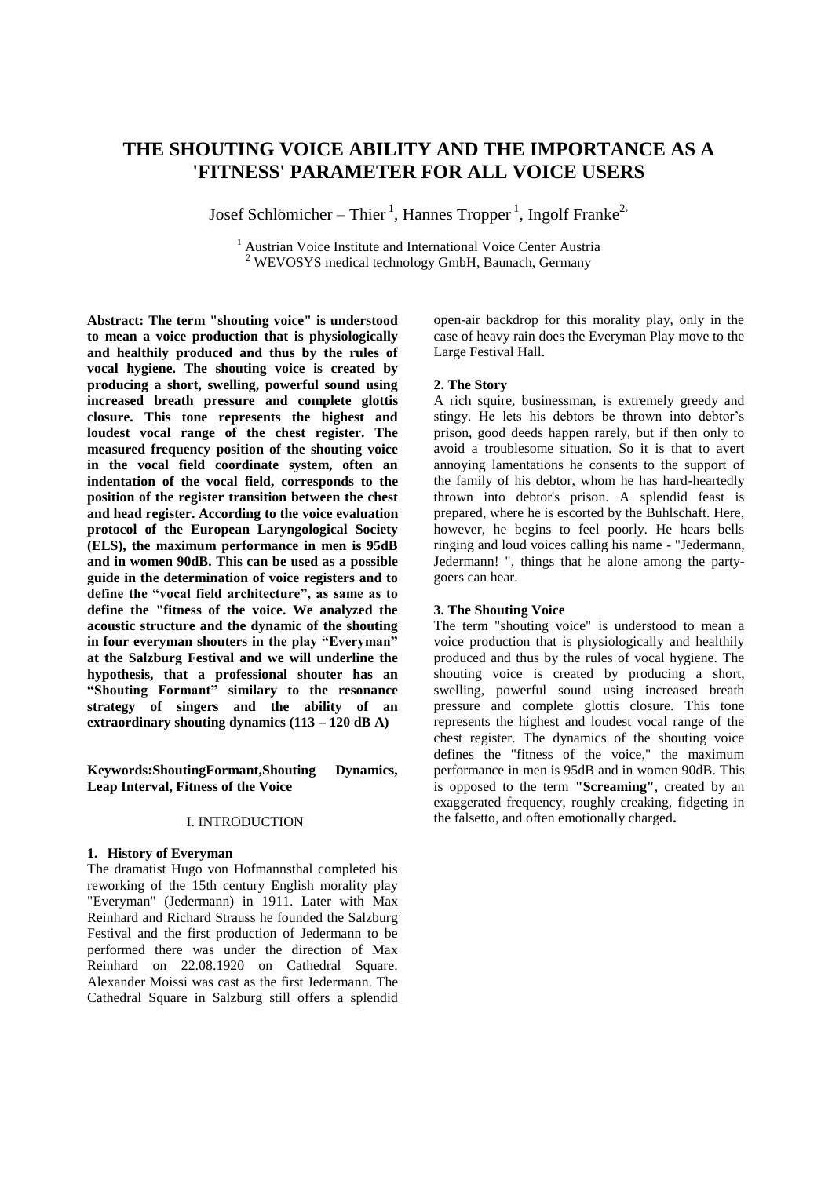# THE SHOUTING VOICE ABILITY AND THE IMPORTANCE AS A 'FITNESS' PARAMETER FOR ALL VOICE USERS

Josef Schlömicher – Thier [1], Hannes Tropper [1], Ingolf Franke[2]

[1] Austrian Voice Institute and International Voice Center Austria
[2] WEVOSYS medical technology GmbH, Baunach, Germany

**Abstract: The term "shouting voice" is understood to mean a voice production that is physiologically and healthily produced and thus by the rules of vocal hygiene. The shouting voice is created by producing a short, swelling, powerful sound using increased breath pressure and complete glottis closure. This tone represents the highest and loudest vocal range of the chest register. The measured frequency position of the shouting voice in the vocal field coordinate system, often an indentation of the vocal field, corresponds to the position of the register transition between the chest and head register. According to the voice evaluation protocol of the European Laryngological Society (ELS), the maximum performance in men is 95dB and in women 90dB. This can be used as a possible guide in the determination of voice registers and to define the "vocal field architecture", as same as to define the "fitness of the voice. We analyzed the acoustic structure and the dynamic of the shouting in four everyman shouters in the play "Everyman" at the Salzburg Festival and we will underline the hypothesis, that a professional shouter has an "Shouting Formant" similary to the resonance strategy of singers and the ability of an extraordinary shouting dynamics (113 – 120 dB A)**

**Keywords:ShoutingFormant,Shouting Dynamics, Leap Interval, Fitness of the Voice**

## I. INTRODUCTION

### 1. History of Everyman

The dramatist Hugo von Hofmannsthal completed his reworking of the 15th century English morality play "Everyman" (Jedermann) in 1911. Later with Max Reinhard and Richard Strauss he founded the Salzburg Festival and the first production of Jedermann to be performed there was under the direction of Max Reinhard on 22.08.1920 on Cathedral Square. Alexander Moissi was cast as the first Jedermann. The Cathedral Square in Salzburg still offers a splendid open-air backdrop for this morality play, only in the case of heavy rain does the Everyman Play move to the Large Festival Hall.

### 2. The Story

A rich squire, businessman, is extremely greedy and stingy. He lets his debtors be thrown into debtor's prison, good deeds happen rarely, but if then only to avoid a troublesome situation. So it is that to avert annoying lamentations he consents to the support of the family of his debtor, whom he has hard-heartedly thrown into debtor's prison. A splendid feast is prepared, where he is escorted by the Buhlschaft. Here, however, he begins to feel poorly. He hears bells ringing and loud voices calling his name - "Jedermann, Jedermann! ", things that he alone among the party-goers can hear.

### 3. The Shouting Voice

The term "shouting voice" is understood to mean a voice production that is physiologically and healthily produced and thus by the rules of vocal hygiene. The shouting voice is created by producing a short, swelling, powerful sound using increased breath pressure and complete glottis closure. This tone represents the highest and loudest vocal range of the chest register. The dynamics of the shouting voice defines the "fitness of the voice," the maximum performance in men is 95dB and in women 90dB. This is opposed to the term **"Screaming"**, created by an exaggerated frequency, roughly creaking, fidgeting in the falsetto, and often emotionally charged**.**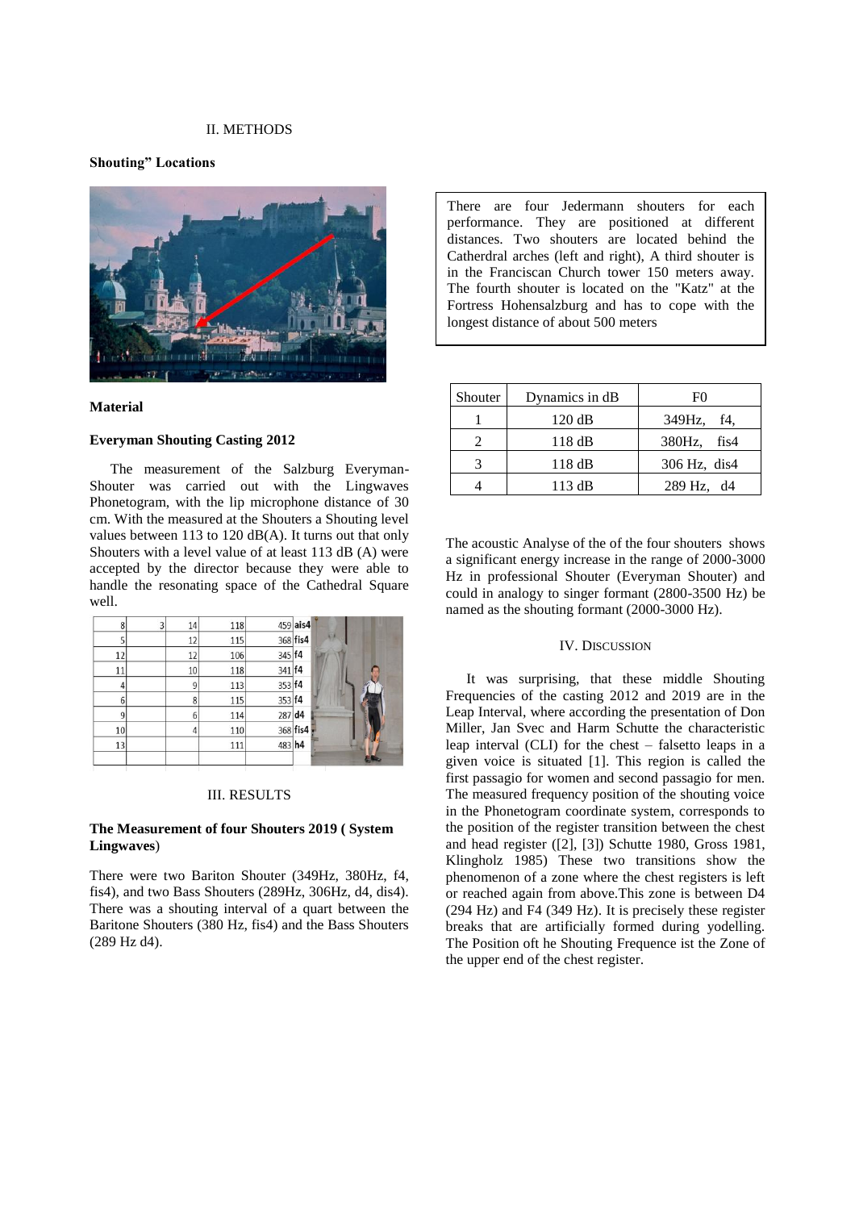## II. METHODS

**Shouting" Locations**

**Material**

**Everyman Shouting Casting 2012**

The measurement of the Salzburg Everyman-Shouter was carried out with the Lingwaves Phonetogram, with the lip microphone distance of 30 cm. With the measured at the Shouters a Shouting level values between 113 to 120 dB(A). It turns out that only Shouters with a level value of at least 113 dB (A) were accepted by the director because they were able to handle the resonating space of the Cathedral Square well.

| | | | | | |
|---|---|---|---|---|---|
| 8 | 3 | 14 | 118 | 459 | ais4 |
| 5 | | 12 | 115 | 368 | fis4 |
| 12 | | 12 | 106 | 345 | f4 |
| 11 | | 10 | 118 | 341 | f4 |
| 4 | | 9 | 113 | 353 | f4 |
| 6 | | 8 | 115 | 353 | f4 |
| 9 | | 6 | 114 | 287 | d4 |
| 10 | | 4 | 110 | 368 | fis4 |
| 13 | | | 111 | 483 | h4 |

## III. RESULTS

**The Measurement of four Shouters 2019 ( System Lingwaves**)

There were two Bariton Shouter (349Hz, 380Hz, f4, fis4), and two Bass Shouters (289Hz, 306Hz, d4, dis4). There was a shouting interval of a quart between the Baritone Shouters (380 Hz, fis4) and the Bass Shouters (289 Hz d4).

There are four Jedermann shouters for each performance. They are positioned at different distances. Two shouters are located behind the Catherdral arches (left and right), A third shouter is in the Franciscan Church tower 150 meters away. The fourth shouter is located on the "Katz" at the Fortress Hohensalzburg and has to cope with the longest distance of about 500 meters

| Shouter | Dynamics in dB | F0 |
|---|---|---|
| 1 | 120 dB | 349Hz, f4, |
| 2 | 118 dB | 380Hz, fis4 |
| 3 | 118 dB | 306 Hz, dis4 |
| 4 | 113 dB | 289 Hz, d4 |

The acoustic Analyse of the of the four shouters shows a significant energy increase in the range of 2000-3000 Hz in professional Shouter (Everyman Shouter) and could in analogy to singer formant (2800-3500 Hz) be named as the shouting formant (2000-3000 Hz).

## IV. DISCUSSION

It was surprising, that these middle Shouting Frequencies of the casting 2012 and 2019 are in the Leap Interval, where according the presentation of Don Miller, Jan Svec and Harm Schutte the characteristic leap interval (CLI) for the chest – falsetto leaps in a given voice is situated [1]. This region is called the first passagio for women and second passagio for men. The measured frequency position of the shouting voice in the Phonetogram coordinate system, corresponds to the position of the register transition between the chest and head register ([2], [3]) Schutte 1980, Gross 1981, Klingholz 1985) These two transitions show the phenomenon of a zone where the chest registers is left or reached again from above.This zone is between D4 (294 Hz) and F4 (349 Hz). It is precisely these register breaks that are artificially formed during yodelling. The Position oft he Shouting Frequence ist the Zone of the upper end of the chest register.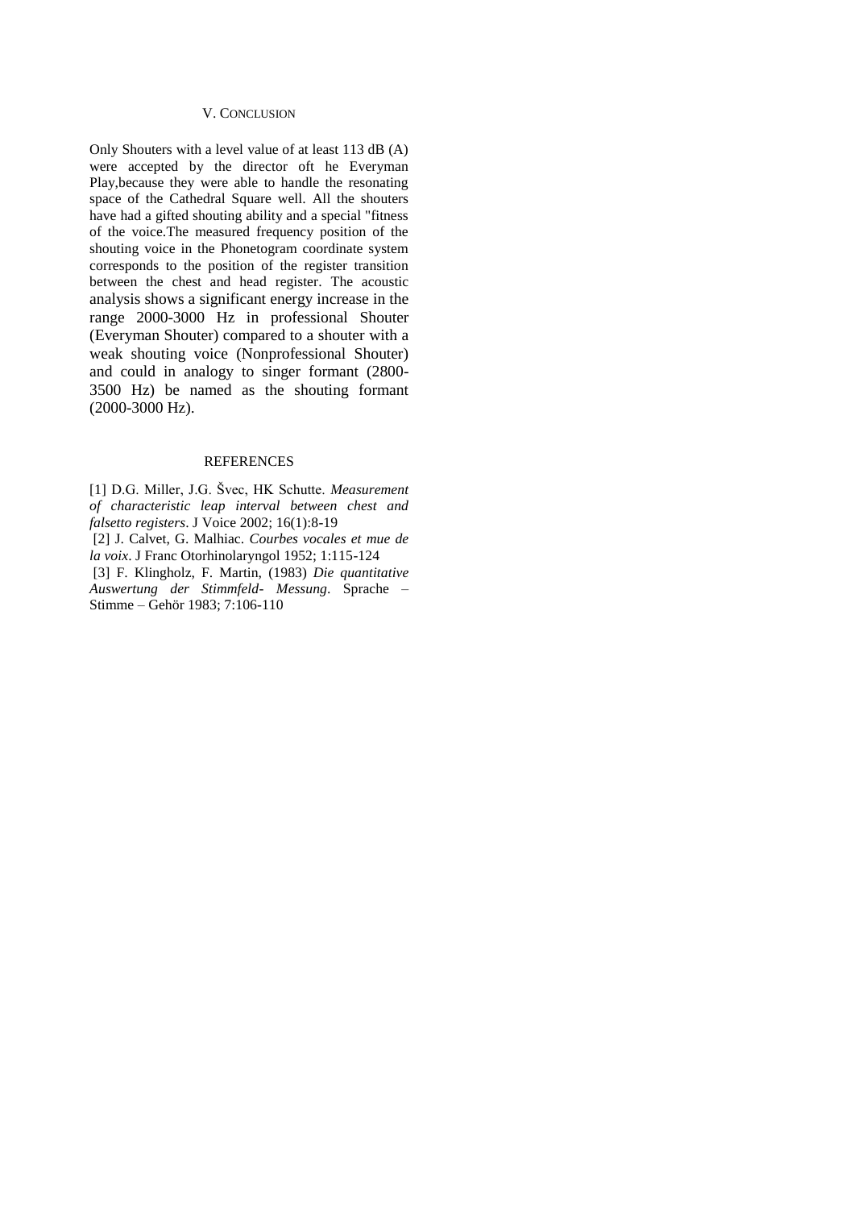## V. CONCLUSION

Only Shouters with a level value of at least 113 dB (A) were accepted by the director oft he Everyman Play,because they were able to handle the resonating space of the Cathedral Square well. All the shouters have had a gifted shouting ability and a special "fitness of the voice.The measured frequency position of the shouting voice in the Phonetogram coordinate system corresponds to the position of the register transition between the chest and head register. The acoustic analysis shows a significant energy increase in the range 2000-3000 Hz in professional Shouter (Everyman Shouter) compared to a shouter with a weak shouting voice (Nonprofessional Shouter) and could in analogy to singer formant (2800-3500 Hz) be named as the shouting formant (2000-3000 Hz).

## REFERENCES

[1] D.G. Miller, J.G. Švec, HK Schutte. *Measurement of characteristic leap interval between chest and falsetto registers*. J Voice 2002; 16(1):8-19

[2] J. Calvet, G. Malhiac. *Courbes vocales et mue de la voix*. J Franc Otorhinolaryngol 1952; 1:115-124

[3] F. Klingholz, F. Martin, (1983) *Die quantitative Auswertung der Stimmfeld- Messung*. Sprache – Stimme – Gehör 1983; 7:106-110